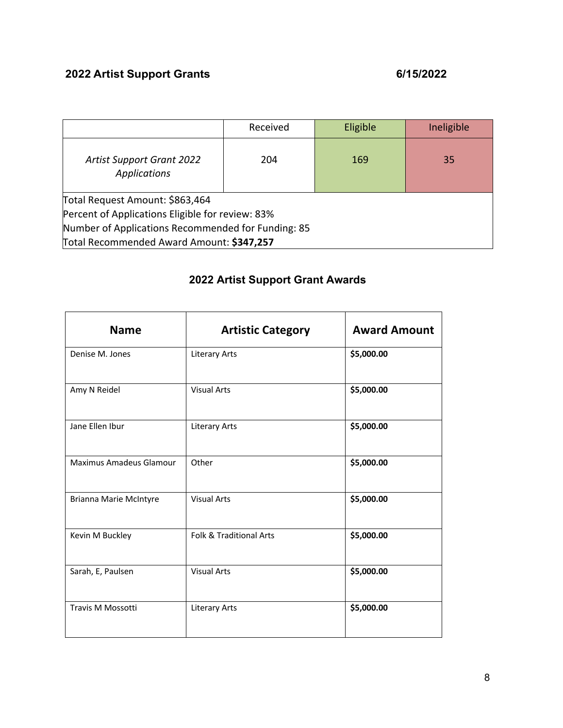## 2022 Artist Support Grants 6/15/2022

| | Received | Eligible | Ineligible |
|---|---|---|---|
| *Artist Support Grant 2022 Applications* | 204 | 169 | 35 |

Total Request Amount: $863,464
Percent of Applications Eligible for review: 83%
Number of Applications Recommended for Funding: 85
Total Recommended Award Amount: **$347,257**

## 2022 Artist Support Grant Awards

| Name | Artistic Category | Award Amount |
|---|---|---|
| Denise M. Jones | Literary Arts | **$5,000.00** |
| Amy N Reidel | Visual Arts | **$5,000.00** |
| Jane Ellen Ibur | Literary Arts | **$5,000.00** |
| Maximus Amadeus Glamour | Other | **$5,000.00** |
| Brianna Marie McIntyre | Visual Arts | **$5,000.00** |
| Kevin M Buckley | Folk & Traditional Arts | **$5,000.00** |
| Sarah, E, Paulsen | Visual Arts | **$5,000.00** |
| Travis M Mossotti | Literary Arts | **$5,000.00** |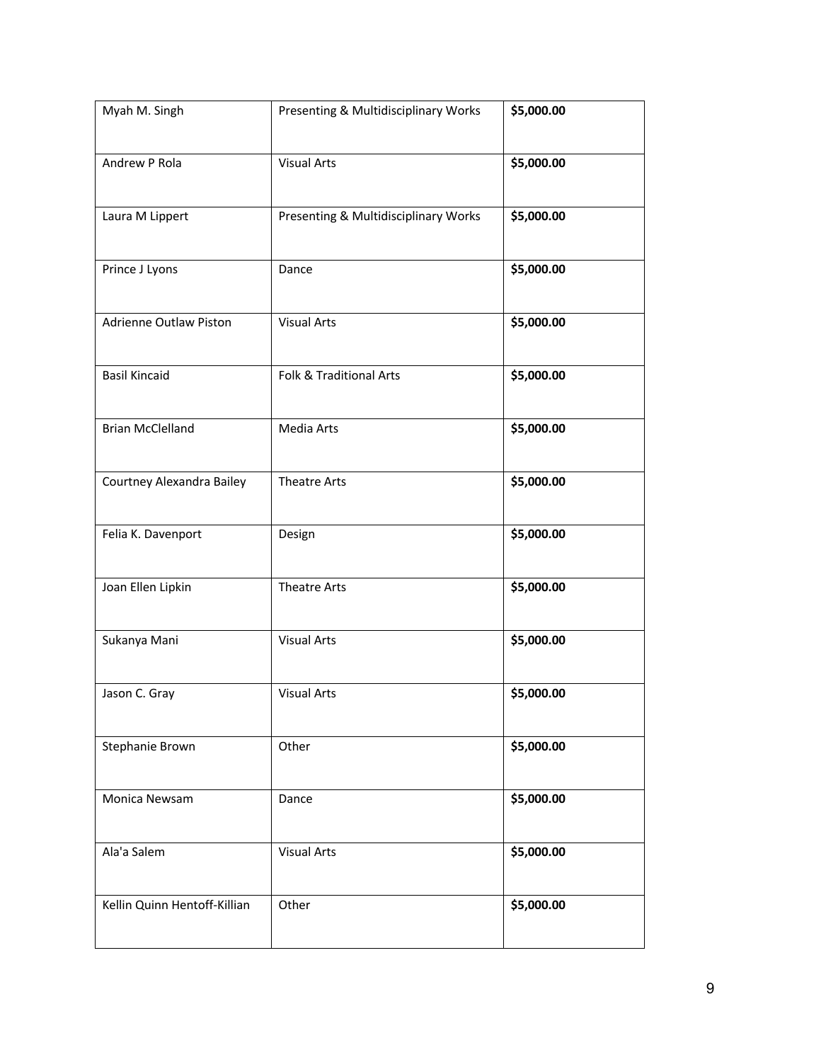| Myah M. Singh | Presenting & Multidisciplinary Works | **$5,000.00** |
|---|---|---|
| Andrew P Rola | Visual Arts | **$5,000.00** |
| Laura M Lippert | Presenting & Multidisciplinary Works | **$5,000.00** |
| Prince J Lyons | Dance | **$5,000.00** |
| Adrienne Outlaw Piston | Visual Arts | **$5,000.00** |
| Basil Kincaid | Folk & Traditional Arts | **$5,000.00** |
| Brian McClelland | Media Arts | **$5,000.00** |
| Courtney Alexandra Bailey | Theatre Arts | **$5,000.00** |
| Felia K. Davenport | Design | **$5,000.00** |
| Joan Ellen Lipkin | Theatre Arts | **$5,000.00** |
| Sukanya Mani | Visual Arts | **$5,000.00** |
| Jason C. Gray | Visual Arts | **$5,000.00** |
| Stephanie Brown | Other | **$5,000.00** |
| Monica Newsam | Dance | **$5,000.00** |
| Ala'a Salem | Visual Arts | **$5,000.00** |
| Kellin Quinn Hentoff-Killian | Other | **$5,000.00** |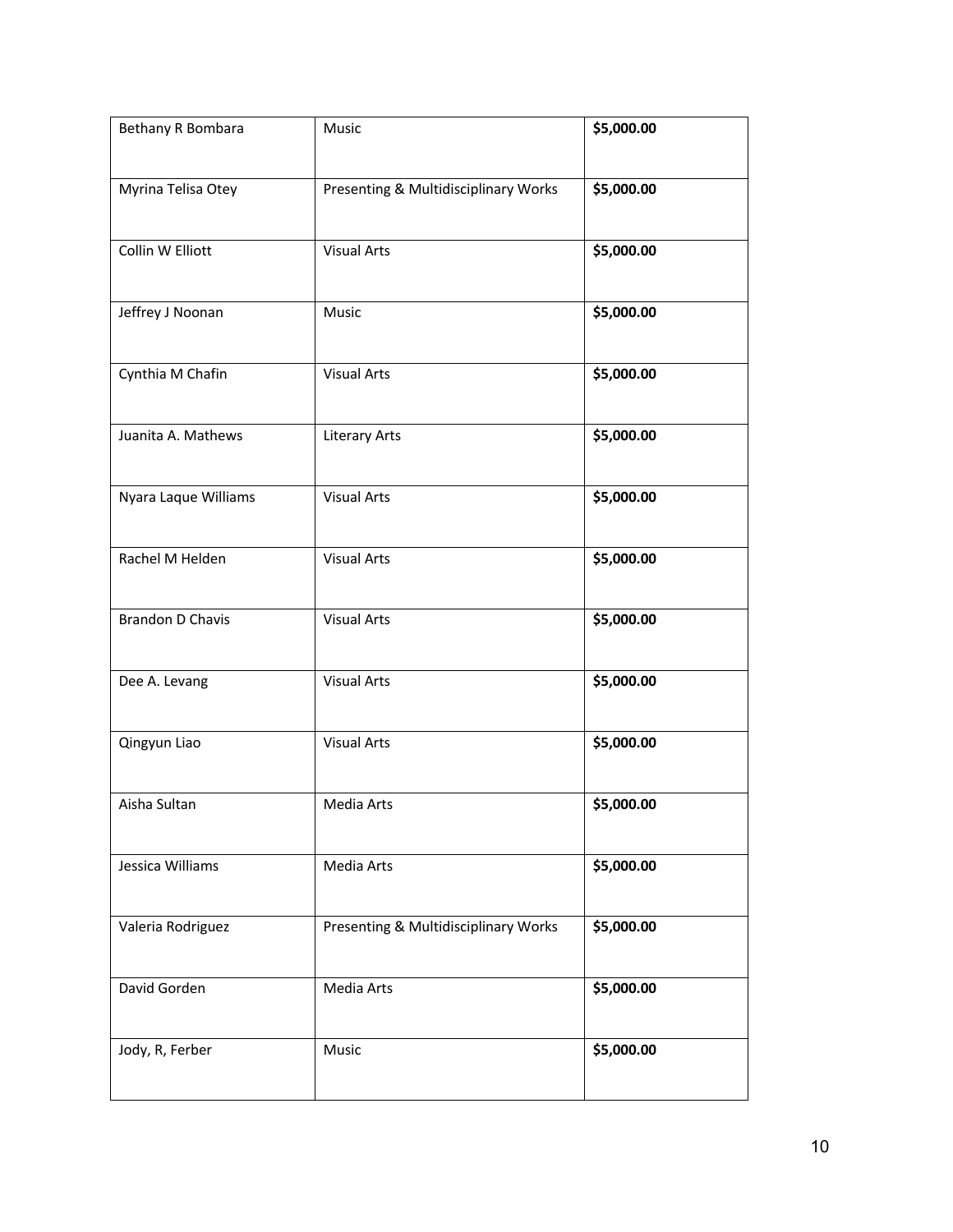| Bethany R Bombara | Music | **$5,000.00** |
|---|---|---|
| Myrina Telisa Otey | Presenting & Multidisciplinary Works | **$5,000.00** |
| Collin W Elliott | Visual Arts | **$5,000.00** |
| Jeffrey J Noonan | Music | **$5,000.00** |
| Cynthia M Chafin | Visual Arts | **$5,000.00** |
| Juanita A. Mathews | Literary Arts | **$5,000.00** |
| Nyara Laque Williams | Visual Arts | **$5,000.00** |
| Rachel M Helden | Visual Arts | **$5,000.00** |
| Brandon D Chavis | Visual Arts | **$5,000.00** |
| Dee A. Levang | Visual Arts | **$5,000.00** |
| Qingyun Liao | Visual Arts | **$5,000.00** |
| Aisha Sultan | Media Arts | **$5,000.00** |
| Jessica Williams | Media Arts | **$5,000.00** |
| Valeria Rodriguez | Presenting & Multidisciplinary Works | **$5,000.00** |
| David Gorden | Media Arts | **$5,000.00** |
| Jody, R, Ferber | Music | **$5,000.00** |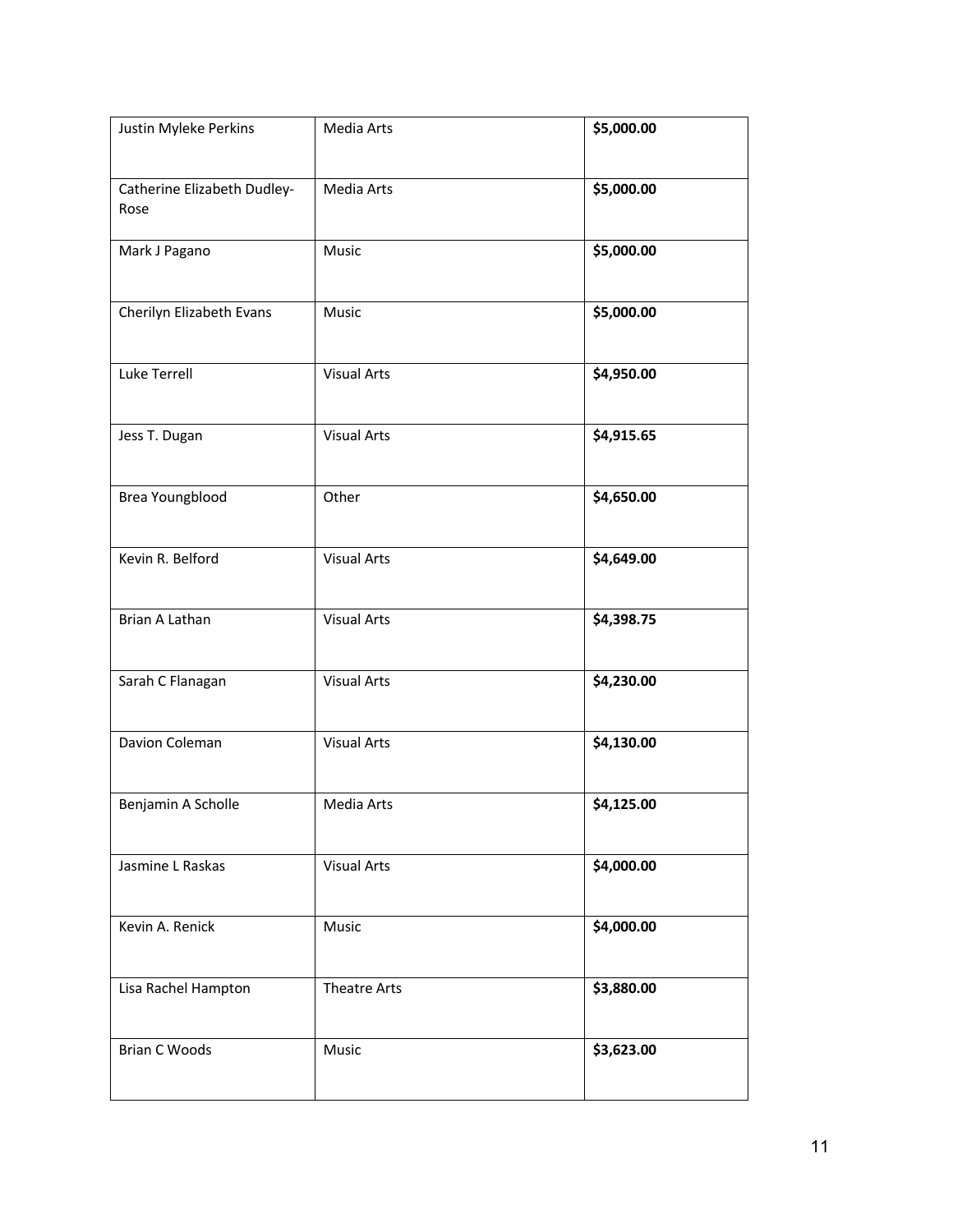| | | |
|---|---|---|
| Justin Myleke Perkins | Media Arts | **$5,000.00** |
| Catherine Elizabeth Dudley-Rose | Media Arts | **$5,000.00** |
| Mark J Pagano | Music | **$5,000.00** |
| Cherilyn Elizabeth Evans | Music | **$5,000.00** |
| Luke Terrell | Visual Arts | **$4,950.00** |
| Jess T. Dugan | Visual Arts | **$4,915.65** |
| Brea Youngblood | Other | **$4,650.00** |
| Kevin R. Belford | Visual Arts | **$4,649.00** |
| Brian A Lathan | Visual Arts | **$4,398.75** |
| Sarah C Flanagan | Visual Arts | **$4,230.00** |
| Davion Coleman | Visual Arts | **$4,130.00** |
| Benjamin A Scholle | Media Arts | **$4,125.00** |
| Jasmine L Raskas | Visual Arts | **$4,000.00** |
| Kevin A. Renick | Music | **$4,000.00** |
| Lisa Rachel Hampton | Theatre Arts | **$3,880.00** |
| Brian C Woods | Music | **$3,623.00** |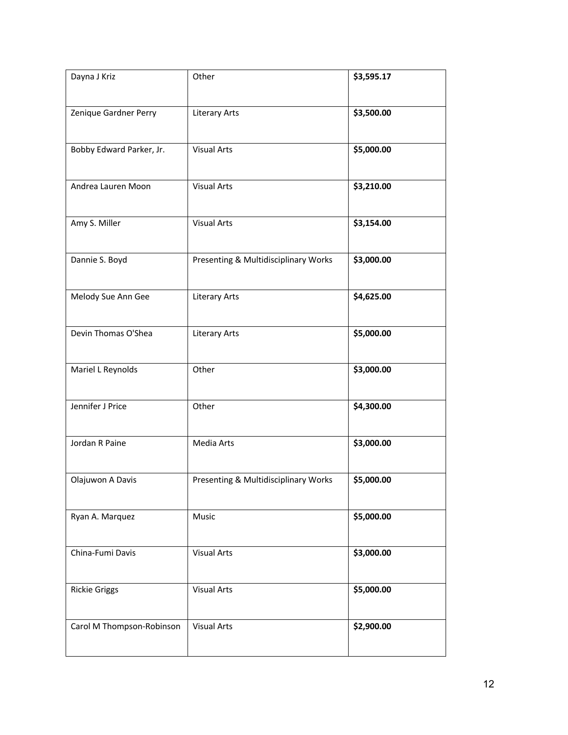| | | |
|---|---|---|
| Dayna J Kriz | Other | **$3,595.17** |
| Zenique Gardner Perry | Literary Arts | **$3,500.00** |
| Bobby Edward Parker, Jr. | Visual Arts | **$5,000.00** |
| Andrea Lauren Moon | Visual Arts | **$3,210.00** |
| Amy S. Miller | Visual Arts | **$3,154.00** |
| Dannie S. Boyd | Presenting & Multidisciplinary Works | **$3,000.00** |
| Melody Sue Ann Gee | Literary Arts | **$4,625.00** |
| Devin Thomas O'Shea | Literary Arts | **$5,000.00** |
| Mariel L Reynolds | Other | **$3,000.00** |
| Jennifer J Price | Other | **$4,300.00** |
| Jordan R Paine | Media Arts | **$3,000.00** |
| Olajuwon A Davis | Presenting & Multidisciplinary Works | **$5,000.00** |
| Ryan A. Marquez | Music | **$5,000.00** |
| China-Fumi Davis | Visual Arts | **$3,000.00** |
| Rickie Griggs | Visual Arts | **$5,000.00** |
| Carol M Thompson-Robinson | Visual Arts | **$2,900.00** |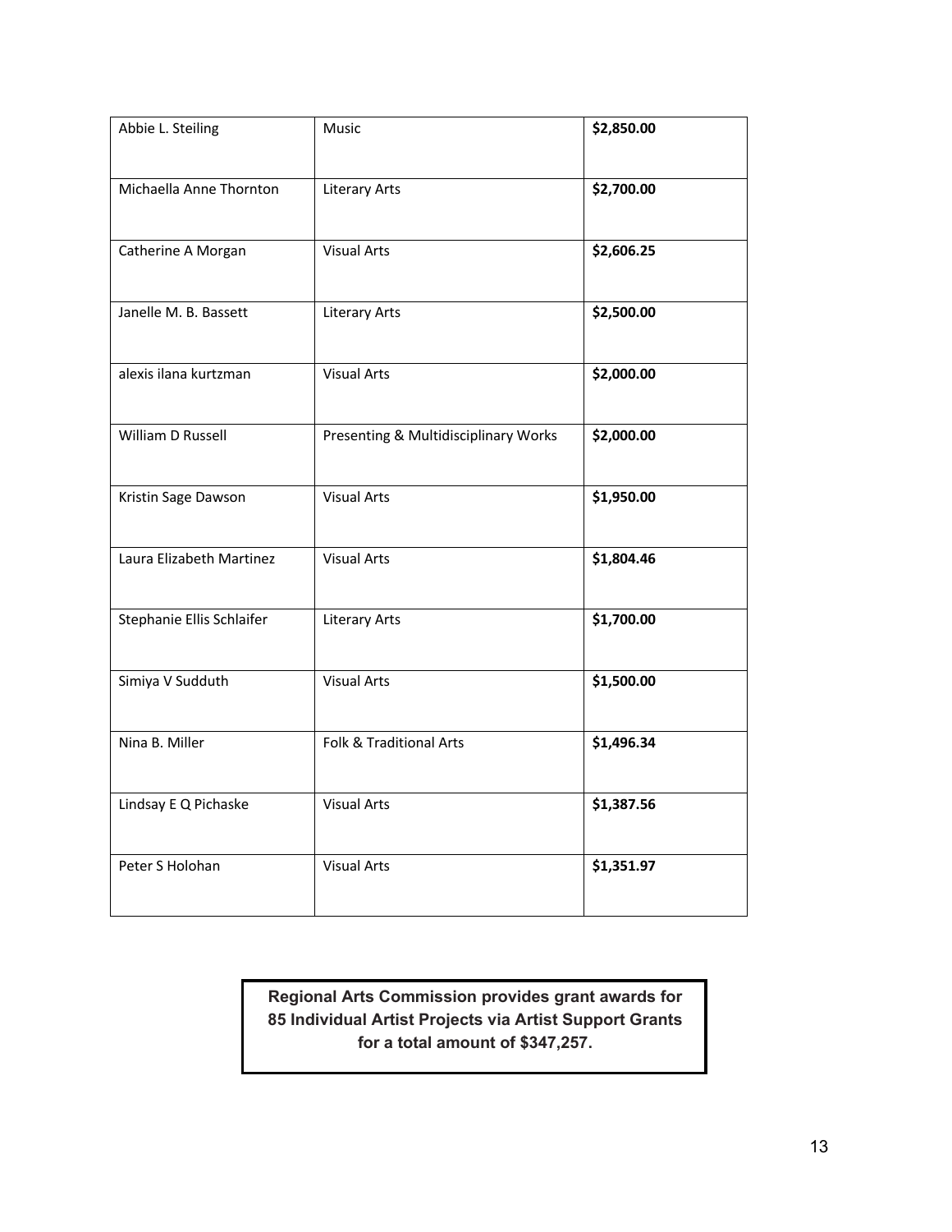| | | |
|---|---|---|
| Abbie L. Steiling | Music | **$2,850.00** |
| Michaella Anne Thornton | Literary Arts | **$2,700.00** |
| Catherine A Morgan | Visual Arts | **$2,606.25** |
| Janelle M. B. Bassett | Literary Arts | **$2,500.00** |
| alexis ilana kurtzman | Visual Arts | **$2,000.00** |
| William D Russell | Presenting & Multidisciplinary Works | **$2,000.00** |
| Kristin Sage Dawson | Visual Arts | **$1,950.00** |
| Laura Elizabeth Martinez | Visual Arts | **$1,804.46** |
| Stephanie Ellis Schlaifer | Literary Arts | **$1,700.00** |
| Simiya V Sudduth | Visual Arts | **$1,500.00** |
| Nina B. Miller | Folk & Traditional Arts | **$1,496.34** |
| Lindsay E Q Pichaske | Visual Arts | **$1,387.56** |
| Peter S Holohan | Visual Arts | **$1,351.97** |

**Regional Arts Commission provides grant awards for 85 Individual Artist Projects via Artist Support Grants for a total amount of $347,257.**